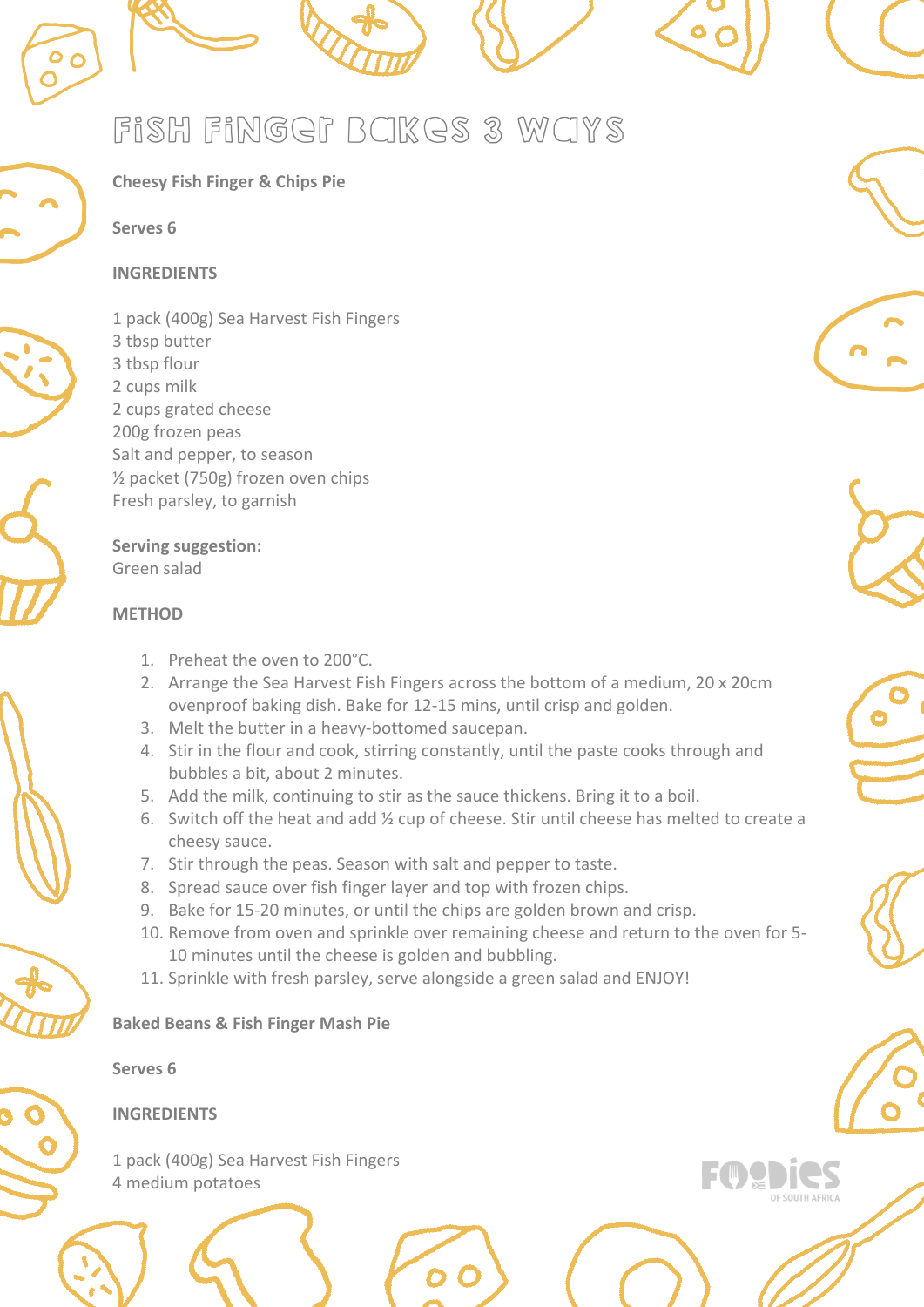# Fish Finger Bakes 3 Ways

**Cheesy Fish Finger & Chips Pie**

**Serves 6**

**INGREDIENTS**

1 pack (400g) Sea Harvest Fish Fingers
3 tbsp butter
3 tbsp flour
2 cups milk
2 cups grated cheese
200g frozen peas
Salt and pepper, to season
½ packet (750g) frozen oven chips
Fresh parsley, to garnish

**Serving suggestion:**
Green salad

**METHOD**

1. Preheat the oven to 200°C.
2. Arrange the Sea Harvest Fish Fingers across the bottom of a medium, 20 x 20cm ovenproof baking dish. Bake for 12-15 mins, until crisp and golden.
3. Melt the butter in a heavy-bottomed saucepan.
4. Stir in the flour and cook, stirring constantly, until the paste cooks through and bubbles a bit, about 2 minutes.
5. Add the milk, continuing to stir as the sauce thickens. Bring it to a boil.
6. Switch off the heat and add ½ cup of cheese. Stir until cheese has melted to create a cheesy sauce.
7. Stir through the peas. Season with salt and pepper to taste.
8. Spread sauce over fish finger layer and top with frozen chips.
9. Bake for 15-20 minutes, or until the chips are golden brown and crisp.
10. Remove from oven and sprinkle over remaining cheese and return to the oven for 5-10 minutes until the cheese is golden and bubbling.
11. Sprinkle with fresh parsley, serve alongside a green salad and ENJOY!

**Baked Beans & Fish Finger Mash Pie**

**Serves 6**

**INGREDIENTS**

1 pack (400g) Sea Harvest Fish Fingers
4 medium potatoes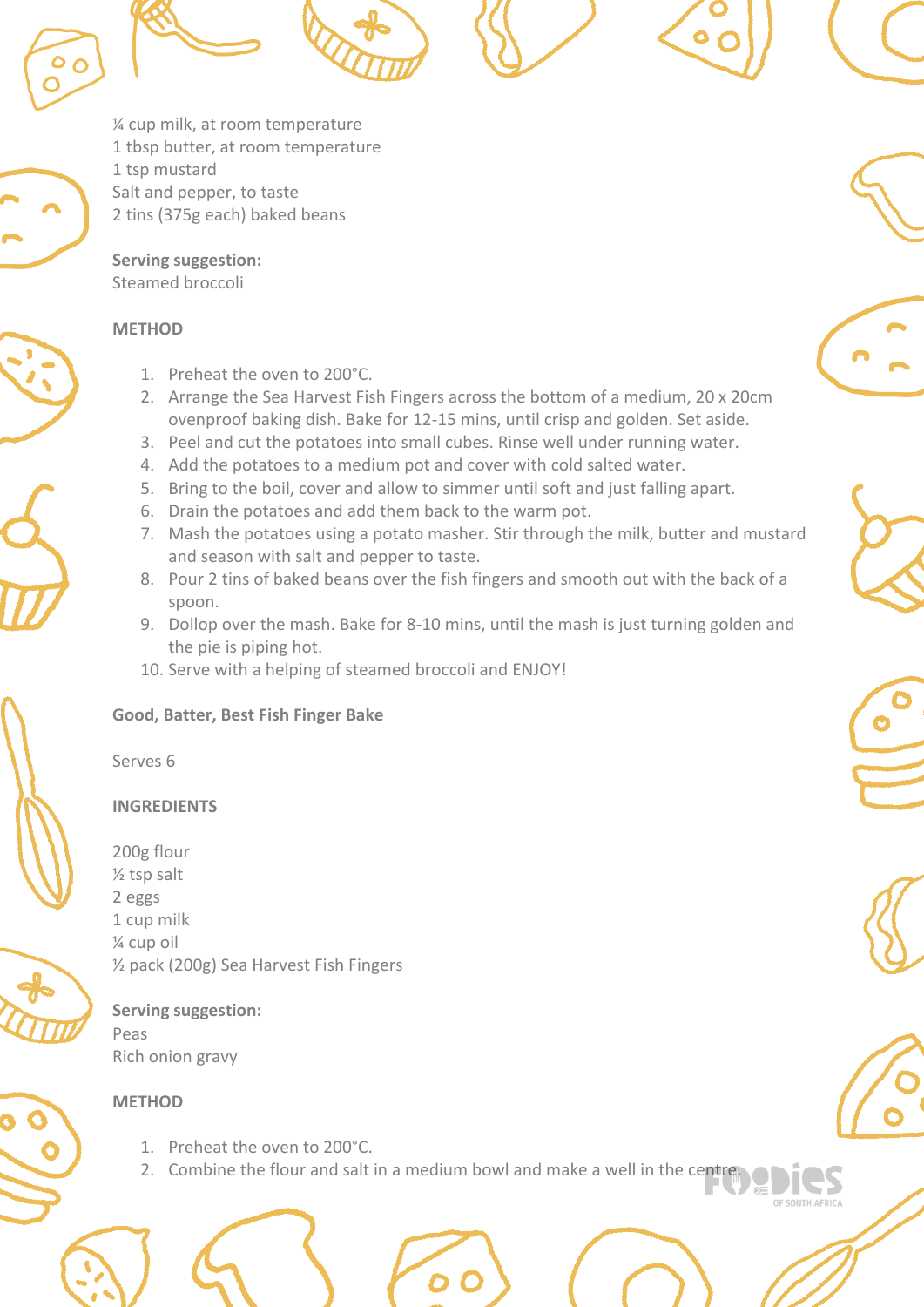¼ cup milk, at room temperature
1 tbsp butter, at room temperature
1 tsp mustard
Salt and pepper, to taste
2 tins (375g each) baked beans

**Serving suggestion:**
Steamed broccoli

**METHOD**

1. Preheat the oven to 200°C.
2. Arrange the Sea Harvest Fish Fingers across the bottom of a medium, 20 x 20cm ovenproof baking dish. Bake for 12-15 mins, until crisp and golden. Set aside.
3. Peel and cut the potatoes into small cubes. Rinse well under running water.
4. Add the potatoes to a medium pot and cover with cold salted water.
5. Bring to the boil, cover and allow to simmer until soft and just falling apart.
6. Drain the potatoes and add them back to the warm pot.
7. Mash the potatoes using a potato masher. Stir through the milk, butter and mustard and season with salt and pepper to taste.
8. Pour 2 tins of baked beans over the fish fingers and smooth out with the back of a spoon.
9. Dollop over the mash. Bake for 8-10 mins, until the mash is just turning golden and the pie is piping hot.
10. Serve with a helping of steamed broccoli and ENJOY!

**Good, Batter, Best Fish Finger Bake**

Serves 6

**INGREDIENTS**

200g flour
½ tsp salt
2 eggs
1 cup milk
¼ cup oil
½ pack (200g) Sea Harvest Fish Fingers

**Serving suggestion:**
Peas
Rich onion gravy

**METHOD**

1. Preheat the oven to 200°C.
2. Combine the flour and salt in a medium bowl and make a well in the centre.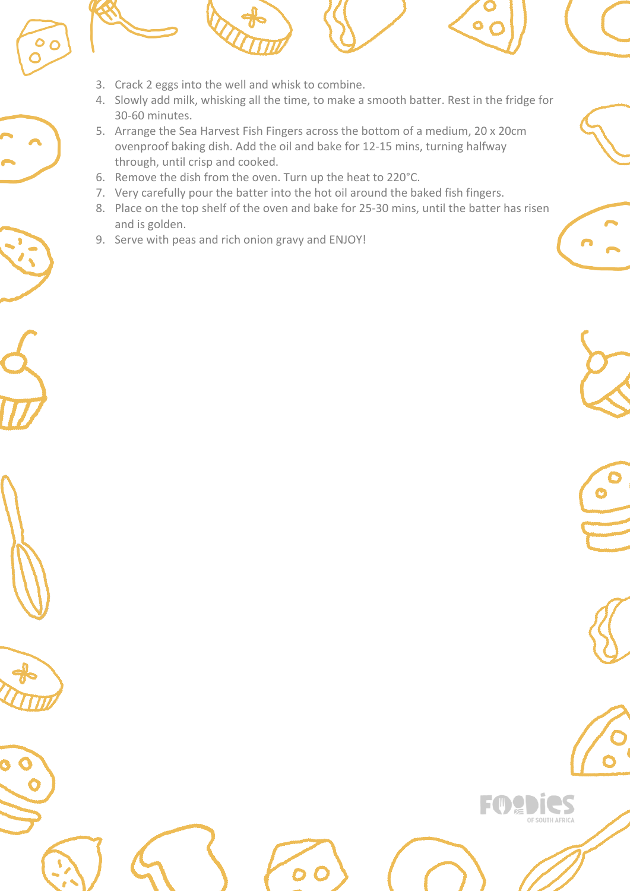3. Crack 2 eggs into the well and whisk to combine.
4. Slowly add milk, whisking all the time, to make a smooth batter. Rest in the fridge for 30-60 minutes.
5. Arrange the Sea Harvest Fish Fingers across the bottom of a medium, 20 x 20cm ovenproof baking dish. Add the oil and bake for 12-15 mins, turning halfway through, until crisp and cooked.
6. Remove the dish from the oven. Turn up the heat to 220°C.
7. Very carefully pour the batter into the hot oil around the baked fish fingers.
8. Place on the top shelf of the oven and bake for 25-30 mins, until the batter has risen and is golden.
9. Serve with peas and rich onion gravy and ENJOY!